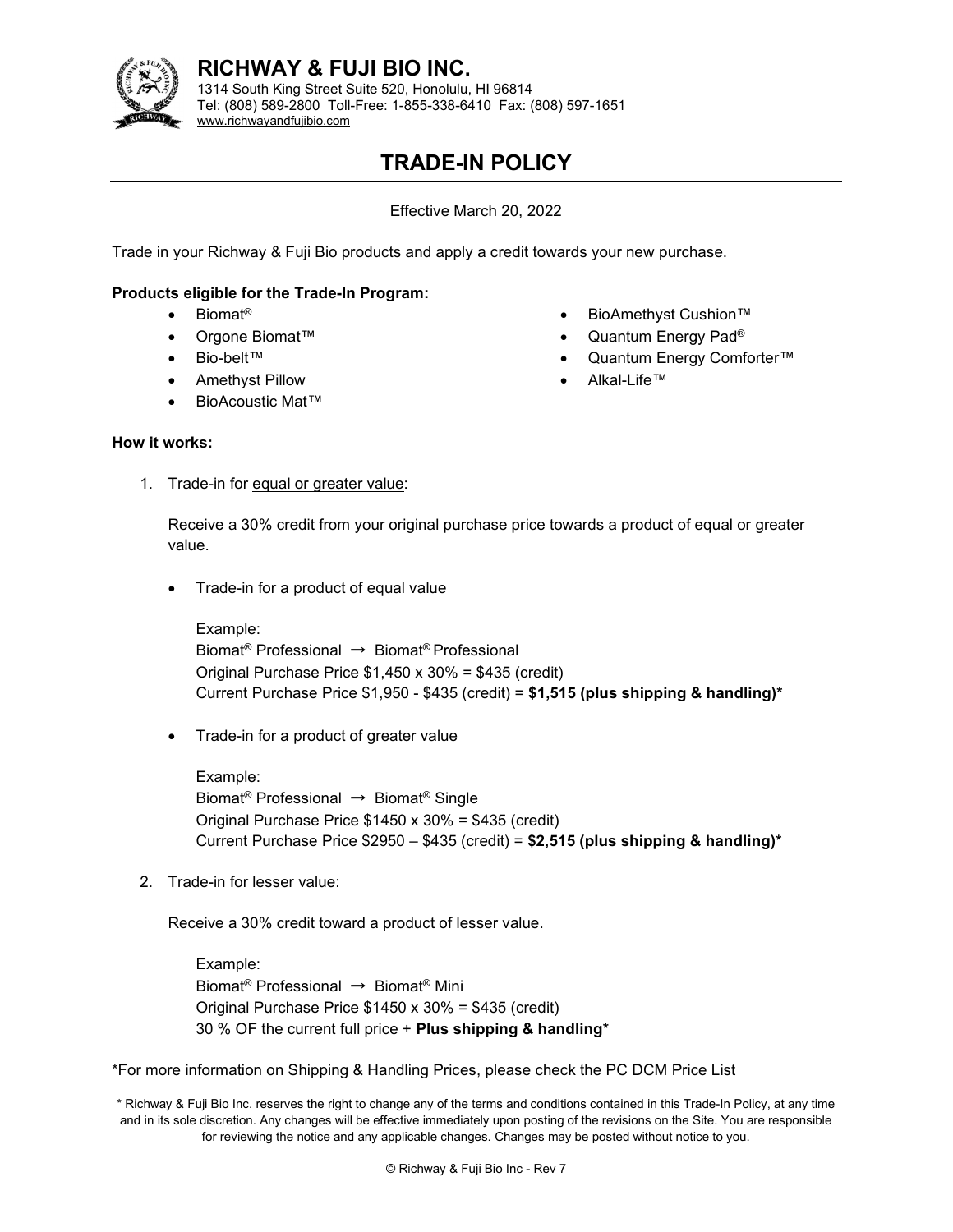# RICHWAY & FUJI BIO INC.

1314 South King Street Suite 520, Honolulu, HI 96814
Tel: (808) 589-2800 Toll-Free: 1-855-338-6410 Fax: (808) 597-1651
www.richwayandfujibio.com

## TRADE-IN POLICY

Effective March 20, 2022

Trade in your Richway & Fuji Bio products and apply a credit towards your new purchase.

**Products eligible for the Trade-In Program:**

- Biomat®
- Orgone Biomat™
- Bio-belt™
- Amethyst Pillow
- BioAcoustic Mat™
- BioAmethyst Cushion™
- Quantum Energy Pad®
- Quantum Energy Comforter™
- Alkal-Life™

**How it works:**

1. Trade-in for equal or greater value:

   Receive a 30% credit from your original purchase price towards a product of equal or greater value.

   - Trade-in for a product of equal value

     Example:
     Biomat® Professional → Biomat® Professional
     Original Purchase Price $1,450 x 30% = $435 (credit)
     Current Purchase Price $1,950 - $435 (credit) = **$1,515 (plus shipping & handling)***

   - Trade-in for a product of greater value

     Example:
     Biomat® Professional → Biomat® Single
     Original Purchase Price $1450 x 30% = $435 (credit)
     Current Purchase Price $2950 – $435 (credit) = **$2,515 (plus shipping & handling)***

2. Trade-in for lesser value:

   Receive a 30% credit toward a product of lesser value.

   Example:
   Biomat® Professional → Biomat® Mini
   Original Purchase Price $1450 x 30% = $435 (credit)
   30 % OF the current full price + **Plus shipping & handling***

*For more information on Shipping & Handling Prices, please check the PC DCM Price List

\* Richway & Fuji Bio Inc. reserves the right to change any of the terms and conditions contained in this Trade-In Policy, at any time and in its sole discretion. Any changes will be effective immediately upon posting of the revisions on the Site. You are responsible for reviewing the notice and any applicable changes. Changes may be posted without notice to you.

© Richway & Fuji Bio Inc - Rev 7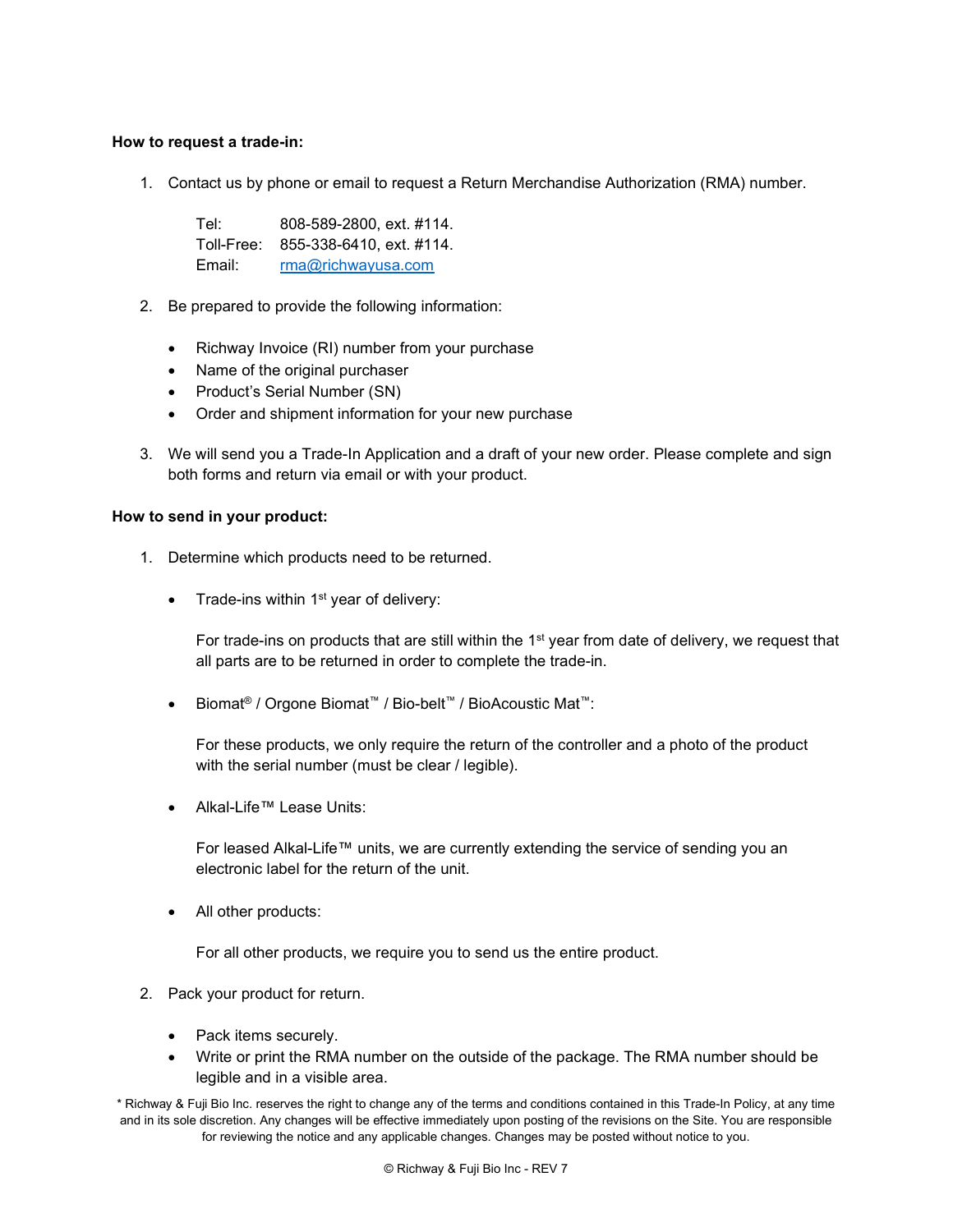**How to request a trade-in:**

1. Contact us by phone or email to request a Return Merchandise Authorization (RMA) number.

   Tel: 808-589-2800, ext. #114.
   Toll-Free: 855-338-6410, ext. #114.
   Email: rma@richwayusa.com

2. Be prepared to provide the following information:

   - Richway Invoice (RI) number from your purchase
   - Name of the original purchaser
   - Product's Serial Number (SN)
   - Order and shipment information for your new purchase

3. We will send you a Trade-In Application and a draft of your new order. Please complete and sign both forms and return via email or with your product.

**How to send in your product:**

1. Determine which products need to be returned.

   - Trade-ins within 1st year of delivery:

     For trade-ins on products that are still within the 1st year from date of delivery, we request that all parts are to be returned in order to complete the trade-in.

   - Biomat® / Orgone Biomat™ / Bio-belt™ / BioAcoustic Mat™:

     For these products, we only require the return of the controller and a photo of the product with the serial number (must be clear / legible).

   - Alkal-Life™ Lease Units:

     For leased Alkal-Life™ units, we are currently extending the service of sending you an electronic label for the return of the unit.

   - All other products:

     For all other products, we require you to send us the entire product.

2. Pack your product for return.

   - Pack items securely.
   - Write or print the RMA number on the outside of the package. The RMA number should be legible and in a visible area.

* Richway & Fuji Bio Inc. reserves the right to change any of the terms and conditions contained in this Trade-In Policy, at any time and in its sole discretion. Any changes will be effective immediately upon posting of the revisions on the Site. You are responsible for reviewing the notice and any applicable changes. Changes may be posted without notice to you.

© Richway & Fuji Bio Inc - REV 7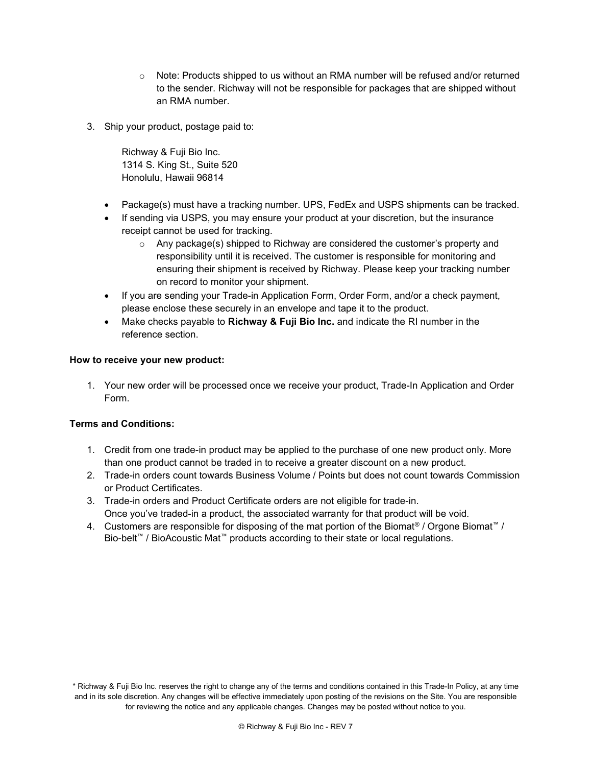- Note: Products shipped to us without an RMA number will be refused and/or returned to the sender. Richway will not be responsible for packages that are shipped without an RMA number.

3. Ship your product, postage paid to:

   Richway & Fuji Bio Inc.
   1314 S. King St., Suite 520
   Honolulu, Hawaii 96814

- Package(s) must have a tracking number. UPS, FedEx and USPS shipments can be tracked.
- If sending via USPS, you may ensure your product at your discretion, but the insurance receipt cannot be used for tracking.
  - Any package(s) shipped to Richway are considered the customer's property and responsibility until it is received. The customer is responsible for monitoring and ensuring their shipment is received by Richway. Please keep your tracking number on record to monitor your shipment.
- If you are sending your Trade-in Application Form, Order Form, and/or a check payment, please enclose these securely in an envelope and tape it to the product.
- Make checks payable to **Richway & Fuji Bio Inc.** and indicate the RI number in the reference section.

**How to receive your new product:**

1. Your new order will be processed once we receive your product, Trade-In Application and Order Form.

**Terms and Conditions:**

1. Credit from one trade-in product may be applied to the purchase of one new product only. More than one product cannot be traded in to receive a greater discount on a new product.
2. Trade-in orders count towards Business Volume / Points but does not count towards Commission or Product Certificates.
3. Trade-in orders and Product Certificate orders are not eligible for trade-in.
   Once you've traded-in a product, the associated warranty for that product will be void.
4. Customers are responsible for disposing of the mat portion of the Biomat® / Orgone Biomat™ / Bio-belt™ / BioAcoustic Mat™ products according to their state or local regulations.

* Richway & Fuji Bio Inc. reserves the right to change any of the terms and conditions contained in this Trade-In Policy, at any time and in its sole discretion. Any changes will be effective immediately upon posting of the revisions on the Site. You are responsible for reviewing the notice and any applicable changes. Changes may be posted without notice to you.

© Richway & Fuji Bio Inc - REV 7